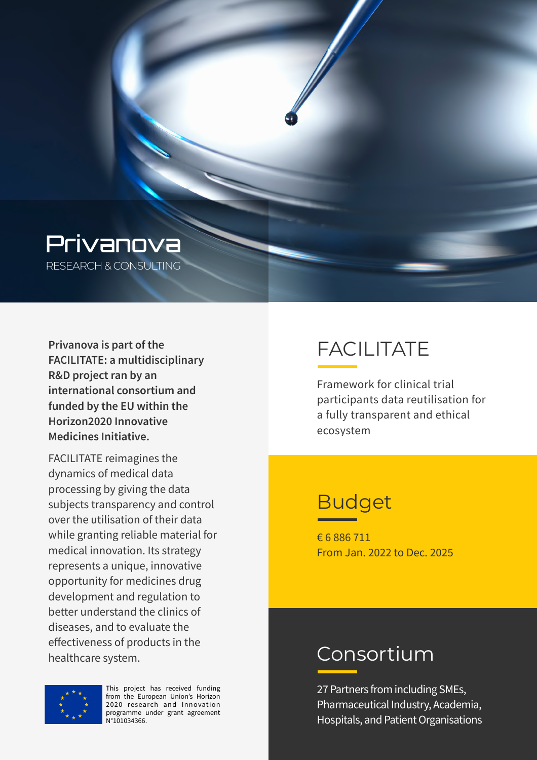# Privanova

RESEARCH & CONSULTING

**Privanova is part of the FACILITATE: a multidisciplinary R&D project ran by an international consortium and funded by the EU within the Horizon2020 Innovative Medicines Initiative.**

FACILITATE reimagines the dynamics of medical data processing by giving the data subjects transparency and control over the utilisation of their data while granting reliable material for medical innovation. Its strategy represents a unique, innovative opportunity for medicines drug development and regulation to better understand the clinics of diseases, and to evaluate the effectiveness of products in the healthcare system.

This project has received funding from the European Union's Horizon 2020 research and Innovation programme under grant agreement N°101034366.

## FACILITATE

Framework for clinical trial participants data reutilisation for a fully transparent and ethical ecosystem

## Budget

€ 6 886 711
From Jan. 2022 to Dec. 2025

## Consortium

27 Partners from including SMEs, Pharmaceutical Industry, Academia, Hospitals, and Patient Organisations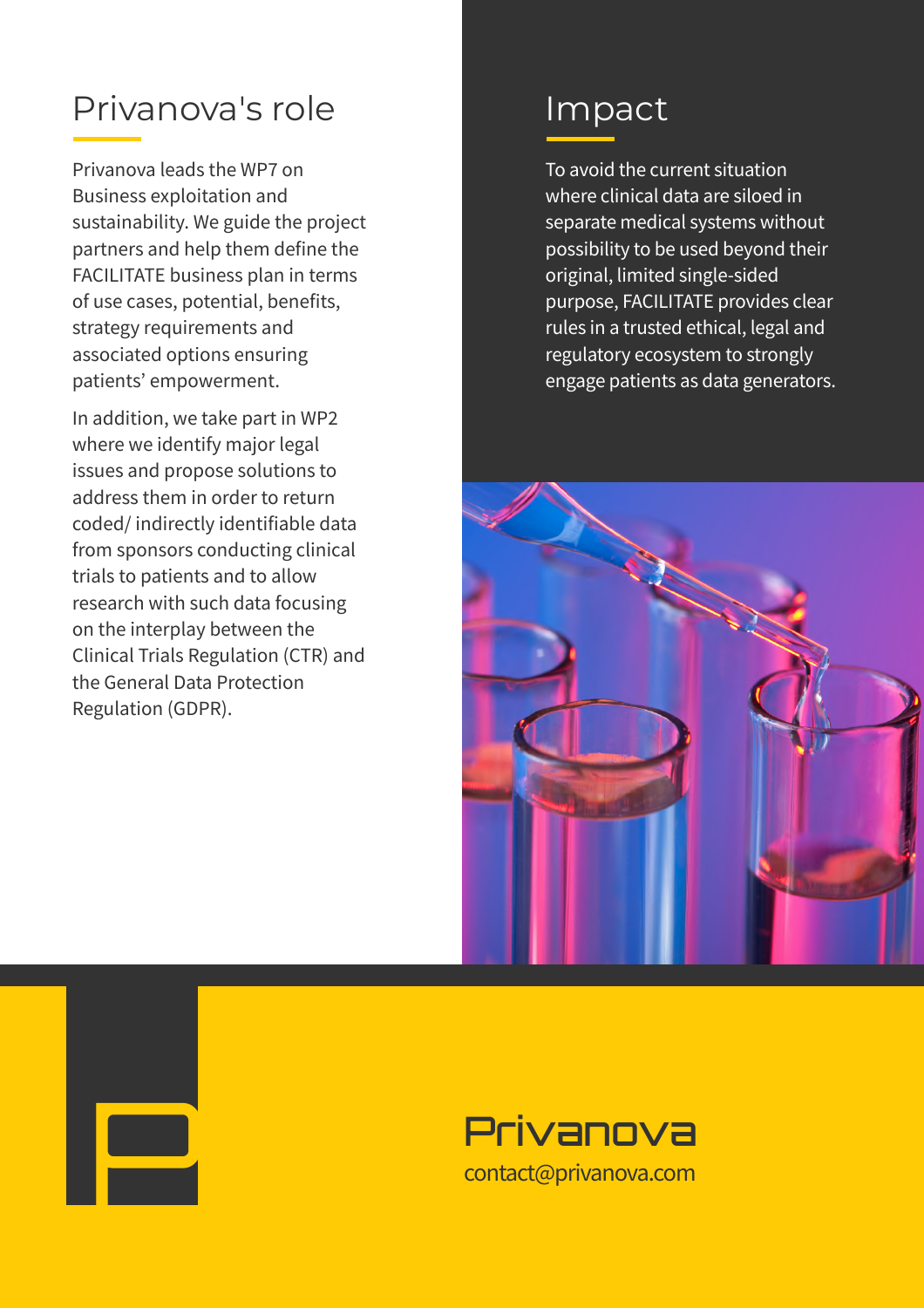## Privanova's role

Privanova leads the WP7 on Business exploitation and sustainability. We guide the project partners and help them define the FACILITATE business plan in terms of use cases, potential, benefits, strategy requirements and associated options ensuring patients' empowerment.

In addition, we take part in WP2 where we identify major legal issues and propose solutions to address them in order to return coded/ indirectly identifiable data from sponsors conducting clinical trials to patients and to allow research with such data focusing on the interplay between the Clinical Trials Regulation (CTR) and the General Data Protection Regulation (GDPR).

## Impact

To avoid the current situation where clinical data are siloed in separate medical systems without possibility to be used beyond their original, limited single-sided purpose, FACILITATE provides clear rules in a trusted ethical, legal and regulatory ecosystem to strongly engage patients as data generators.

Privanova

contact@privanova.com